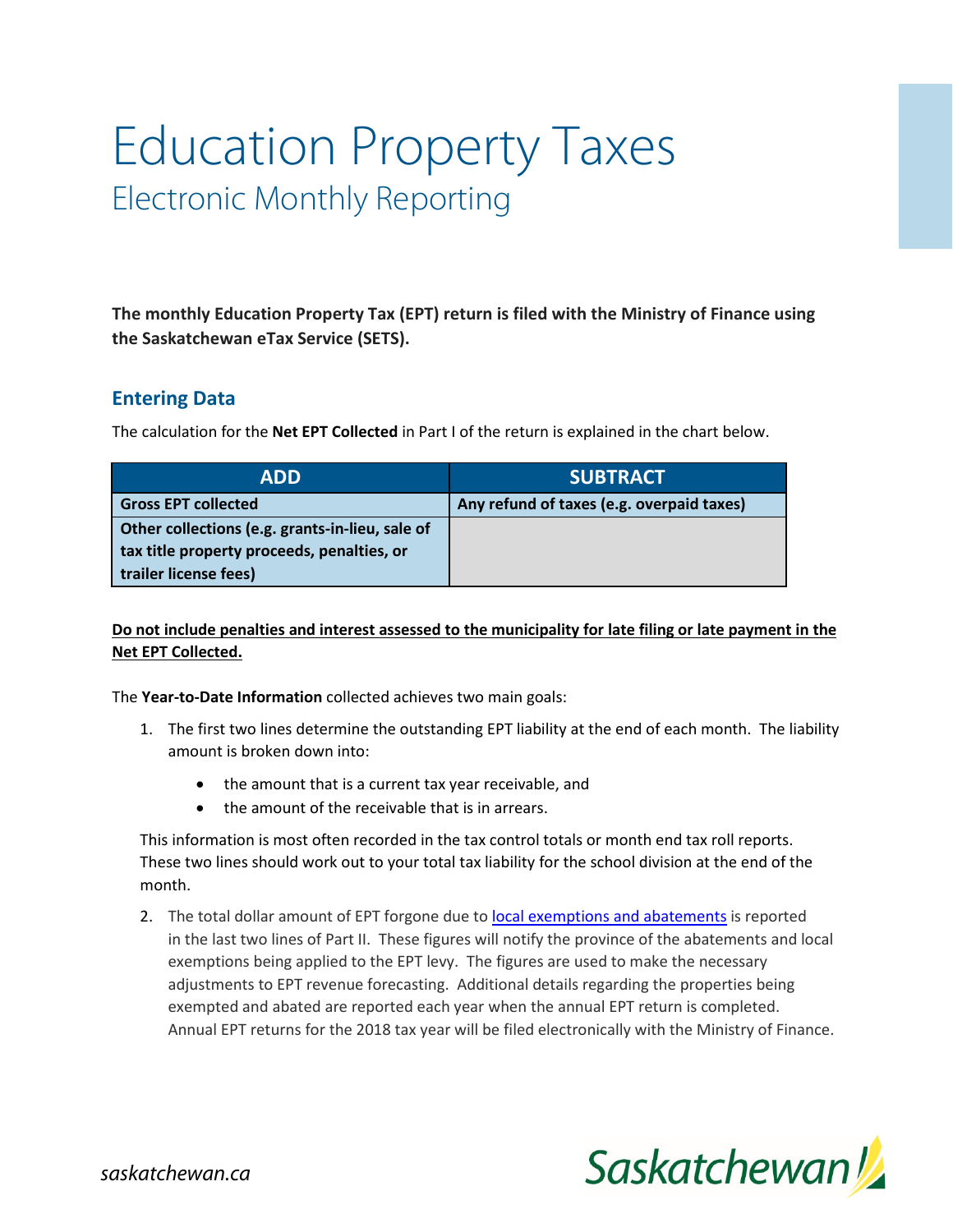# Education Property Taxes

## Electronic Monthly Reporting

**The monthly Education Property Tax (EPT) return is filed with the Ministry of Finance using the Saskatchewan eTax Service (SETS).**

### Entering Data

The calculation for the **Net EPT Collected** in Part I of the return is explained in the chart below.

| ADD | SUBTRACT |
| --- | --- |
| **Gross EPT collected** | **Any refund of taxes (e.g. overpaid taxes)** |
| **Other collections (e.g. grants-in-lieu, sale of tax title property proceeds, penalties, or trailer license fees)** | |

**Do not include penalties and interest assessed to the municipality for late filing or late payment in the Net EPT Collected.**

The **Year-to-Date Information** collected achieves two main goals:

1. The first two lines determine the outstanding EPT liability at the end of each month. The liability amount is broken down into:
   - the amount that is a current tax year receivable, and
   - the amount of the receivable that is in arrears.

   This information is most often recorded in the tax control totals or month end tax roll reports. These two lines should work out to your total tax liability for the school division at the end of the month.

2. The total dollar amount of EPT forgone due to local exemptions and abatements is reported in the last two lines of Part II. These figures will notify the province of the abatements and local exemptions being applied to the EPT levy. The figures are used to make the necessary adjustments to EPT revenue forecasting. Additional details regarding the properties being exempted and abated are reported each year when the annual EPT return is completed. Annual EPT returns for the 2018 tax year will be filed electronically with the Ministry of Finance.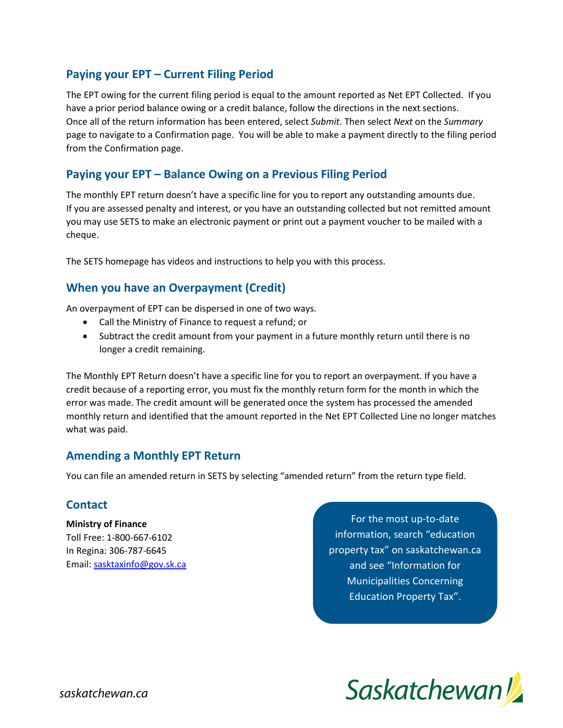## Paying your EPT – Current Filing Period

The EPT owing for the current filing period is equal to the amount reported as Net EPT Collected. If you have a prior period balance owing or a credit balance, follow the directions in the next sections. Once all of the return information has been entered, select *Submit*. Then select *Next* on the *Summary* page to navigate to a Confirmation page. You will be able to make a payment directly to the filing period from the Confirmation page.

## Paying your EPT – Balance Owing on a Previous Filing Period

The monthly EPT return doesn't have a specific line for you to report any outstanding amounts due. If you are assessed penalty and interest, or you have an outstanding collected but not remitted amount you may use SETS to make an electronic payment or print out a payment voucher to be mailed with a cheque.

The SETS homepage has videos and instructions to help you with this process.

## When you have an Overpayment (Credit)

An overpayment of EPT can be dispersed in one of two ways.

- Call the Ministry of Finance to request a refund; or
- Subtract the credit amount from your payment in a future monthly return until there is no longer a credit remaining.

The Monthly EPT Return doesn't have a specific line for you to report an overpayment. If you have a credit because of a reporting error, you must fix the monthly return form for the month in which the error was made. The credit amount will be generated once the system has processed the amended monthly return and identified that the amount reported in the Net EPT Collected Line no longer matches what was paid.

## Amending a Monthly EPT Return

You can file an amended return in SETS by selecting "amended return" from the return type field.

## Contact

**Ministry of Finance**
Toll Free: 1-800-667-6102
In Regina: 306-787-6645
Email: sasktaxinfo@gov.sk.ca

For the most up-to-date information, search "education property tax" on saskatchewan.ca and see "Information for Municipalities Concerning Education Property Tax".

saskatchewan.ca

Saskatchewan